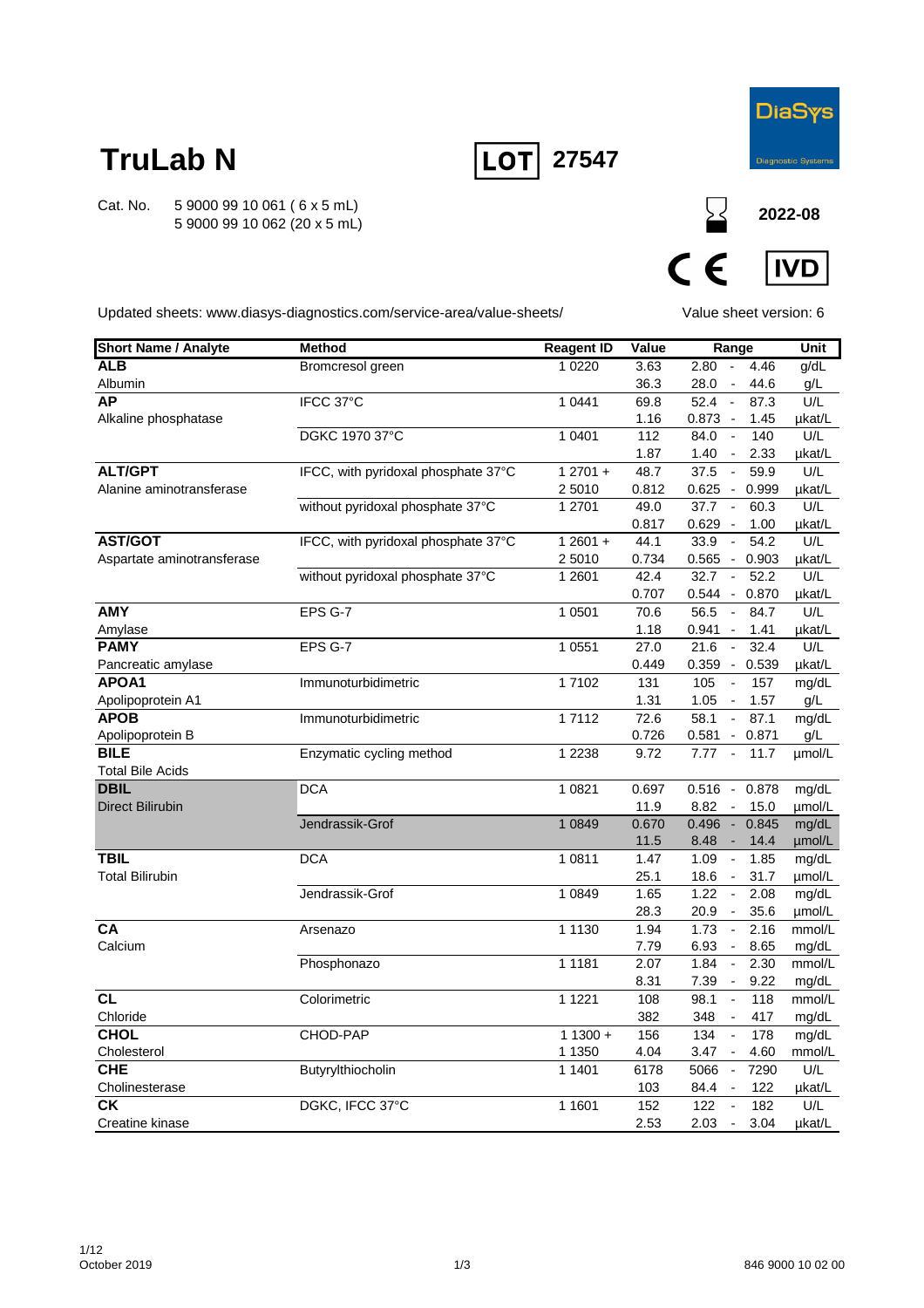# TruLab N

**LOT** 27547

DiaSys Diagnostic Systems

Cat. No. 5 9000 99 10 061 ( 6 x 5 mL)
5 9000 99 10 062 (20 x 5 mL)

2022-08

CE IVD

Updated sheets: www.diasys-diagnostics.com/service-area/value-sheets/

Value sheet version: 6

| Short Name / Analyte | Method | Reagent ID | Value | Range | Unit |
|---|---|---|---|---|---|
| **ALB** | Bromcresol green | 1 0220 | 3.63 | 2.80 - 4.46 | g/dL |
| Albumin | | | 36.3 | 28.0 - 44.6 | g/L |
| **AP** | IFCC 37°C | 1 0441 | 69.8 | 52.4 - 87.3 | U/L |
| Alkaline phosphatase | | | 1.16 | 0.873 - 1.45 | µkat/L |
| | DGKC 1970 37°C | 1 0401 | 112 | 84.0 - 140 | U/L |
| | | | 1.87 | 1.40 - 2.33 | µkat/L |
| **ALT/GPT** | IFCC, with pyridoxal phosphate 37°C | 1 2701 + | 48.7 | 37.5 - 59.9 | U/L |
| Alanine aminotransferase | | 2 5010 | 0.812 | 0.625 - 0.999 | µkat/L |
| | without pyridoxal phosphate 37°C | 1 2701 | 49.0 | 37.7 - 60.3 | U/L |
| | | | 0.817 | 0.629 - 1.00 | µkat/L |
| **AST/GOT** | IFCC, with pyridoxal phosphate 37°C | 1 2601 + | 44.1 | 33.9 - 54.2 | U/L |
| Aspartate aminotransferase | | 2 5010 | 0.734 | 0.565 - 0.903 | µkat/L |
| | without pyridoxal phosphate 37°C | 1 2601 | 42.4 | 32.7 - 52.2 | U/L |
| | | | 0.707 | 0.544 - 0.870 | µkat/L |
| **AMY** | EPS G-7 | 1 0501 | 70.6 | 56.5 - 84.7 | U/L |
| Amylase | | | 1.18 | 0.941 - 1.41 | µkat/L |
| **PAMY** | EPS G-7 | 1 0551 | 27.0 | 21.6 - 32.4 | U/L |
| Pancreatic amylase | | | 0.449 | 0.359 - 0.539 | µkat/L |
| **APOA1** | Immunoturbidimetric | 1 7102 | 131 | 105 - 157 | mg/dL |
| Apolipoprotein A1 | | | 1.31 | 1.05 - 1.57 | g/L |
| **APOB** | Immunoturbidimetric | 1 7112 | 72.6 | 58.1 - 87.1 | mg/dL |
| Apolipoprotein B | | | 0.726 | 0.581 - 0.871 | g/L |
| **BILE** | Enzymatic cycling method | 1 2238 | 9.72 | 7.77 - 11.7 | µmol/L |
| Total Bile Acids | | | | | |
| **DBIL** | DCA | 1 0821 | 0.697 | 0.516 - 0.878 | mg/dL |
| Direct Bilirubin | | | 11.9 | 8.82 - 15.0 | µmol/L |
| | Jendrassik-Grof | 1 0849 | 0.670 | 0.496 - 0.845 | mg/dL |
| | | | 11.5 | 8.48 - 14.4 | µmol/L |
| **TBIL** | DCA | 1 0811 | 1.47 | 1.09 - 1.85 | mg/dL |
| Total Bilirubin | | | 25.1 | 18.6 - 31.7 | µmol/L |
| | Jendrassik-Grof | 1 0849 | 1.65 | 1.22 - 2.08 | mg/dL |
| | | | 28.3 | 20.9 - 35.6 | µmol/L |
| **CA** | Arsenazo | 1 1130 | 1.94 | 1.73 - 2.16 | mmol/L |
| Calcium | | | 7.79 | 6.93 - 8.65 | mg/dL |
| | Phosphonazo | 1 1181 | 2.07 | 1.84 - 2.30 | mmol/L |
| | | | 8.31 | 7.39 - 9.22 | mg/dL |
| **CL** | Colorimetric | 1 1221 | 108 | 98.1 - 118 | mmol/L |
| Chloride | | | 382 | 348 - 417 | mg/dL |
| **CHOL** | CHOD-PAP | 1 1300 + | 156 | 134 - 178 | mg/dL |
| Cholesterol | | 1 1350 | 4.04 | 3.47 - 4.60 | mmol/L |
| **CHE** | Butyrylthiocholin | 1 1401 | 6178 | 5066 - 7290 | U/L |
| Cholinesterase | | | 103 | 84.4 - 122 | µkat/L |
| **CK** | DGKC, IFCC 37°C | 1 1601 | 152 | 122 - 182 | U/L |
| Creatine kinase | | | 2.53 | 2.03 - 3.04 | µkat/L |

October 2019

846 9000 10 02 00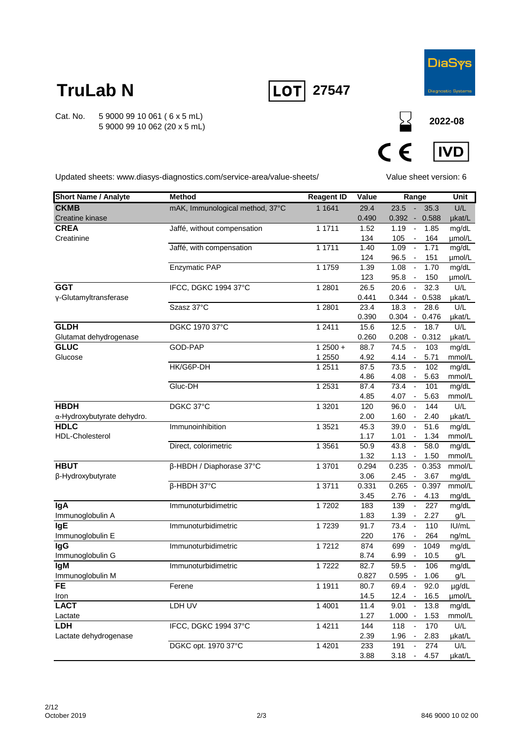# TruLab N

**LOT** 27547

DiaSys Diagnostic Systems

Cat. No. 5 9000 99 10 061 ( 6 x 5 mL)
5 9000 99 10 062 (20 x 5 mL)

2022-08

CE IVD

Updated sheets: www.diasys-diagnostics.com/service-area/value-sheets/

Value sheet version: 6

| Short Name / Analyte | Method | Reagent ID | Value | Range | Unit |
|---|---|---|---|---|---|
| **CKMB** | mAK, Immunological method, 37°C | 1 1641 | 29.4 | 23.5 - 35.3 | U/L |
| Creatine kinase | | | 0.490 | 0.392 - 0.588 | µkat/L |
| **CREA** | Jaffé, without compensation | 1 1711 | 1.52 | 1.19 - 1.85 | mg/dL |
| Creatinine | | | 134 | 105 - 164 | µmol/L |
| | Jaffé, with compensation | 1 1711 | 1.40 | 1.09 - 1.71 | mg/dL |
| | | | 124 | 96.5 - 151 | µmol/L |
| | Enzymatic PAP | 1 1759 | 1.39 | 1.08 - 1.70 | mg/dL |
| | | | 123 | 95.8 - 150 | µmol/L |
| **GGT** | IFCC, DGKC 1994 37°C | 1 2801 | 26.5 | 20.6 - 32.3 | U/L |
| γ-Glutamyltransferase | | | 0.441 | 0.344 - 0.538 | µkat/L |
| | Szasz 37°C | 1 2801 | 23.4 | 18.3 - 28.6 | U/L |
| | | | 0.390 | 0.304 - 0.476 | µkat/L |
| **GLDH** | DGKC 1970 37°C | 1 2411 | 15.6 | 12.5 - 18.7 | U/L |
| Glutamat dehydrogenase | | | 0.260 | 0.208 - 0.312 | µkat/L |
| **GLUC** | GOD-PAP | 1 2500 + | 88.7 | 74.5 - 103 | mg/dL |
| Glucose | | 1 2550 | 4.92 | 4.14 - 5.71 | mmol/L |
| | HK/G6P-DH | 1 2511 | 87.5 | 73.5 - 102 | mg/dL |
| | | | 4.86 | 4.08 - 5.63 | mmol/L |
| | Gluc-DH | 1 2531 | 87.4 | 73.4 - 101 | mg/dL |
| | | | 4.85 | 4.07 - 5.63 | mmol/L |
| **HBDH** | DGKC 37°C | 1 3201 | 120 | 96.0 - 144 | U/L |
| α-Hydroxybutyrate dehydro. | | | 2.00 | 1.60 - 2.40 | µkat/L |
| **HDLC** | Immunoinhibition | 1 3521 | 45.3 | 39.0 - 51.6 | mg/dL |
| HDL-Cholesterol | | | 1.17 | 1.01 - 1.34 | mmol/L |
| | Direct, colorimetric | 1 3561 | 50.9 | 43.8 - 58.0 | mg/dL |
| | | | 1.32 | 1.13 - 1.50 | mmol/L |
| **HBUT** | β-HBDH / Diaphorase 37°C | 1 3701 | 0.294 | 0.235 - 0.353 | mmol/L |
| β-Hydroxybutyrate | | | 3.06 | 2.45 - 3.67 | mg/dL |
| | β-HBDH 37°C | 1 3711 | 0.331 | 0.265 - 0.397 | mmol/L |
| | | | 3.45 | 2.76 - 4.13 | mg/dL |
| **IgA** | Immunoturbidimetric | 1 7202 | 183 | 139 - 227 | mg/dL |
| Immunoglobulin A | | | 1.83 | 1.39 - 2.27 | g/L |
| **IgE** | Immunoturbidimetric | 1 7239 | 91.7 | 73.4 - 110 | IU/mL |
| Immunoglobulin E | | | 220 | 176 - 264 | ng/mL |
| **IgG** | Immunoturbidimetric | 1 7212 | 874 | 699 - 1049 | mg/dL |
| Immunoglobulin G | | | 8.74 | 6.99 - 10.5 | g/L |
| **IgM** | Immunoturbidimetric | 1 7222 | 82.7 | 59.5 - 106 | mg/dL |
| Immunoglobulin M | | | 0.827 | 0.595 - 1.06 | g/L |
| **FE** | Ferene | 1 1911 | 80.7 | 69.4 - 92.0 | µg/dL |
| Iron | | | 14.5 | 12.4 - 16.5 | µmol/L |
| **LACT** | LDH UV | 1 4001 | 11.4 | 9.01 - 13.8 | mg/dL |
| Lactate | | | 1.27 | 1.000 - 1.53 | mmol/L |
| **LDH** | IFCC, DGKC 1994 37°C | 1 4211 | 144 | 118 - 170 | U/L |
| Lactate dehydrogenase | | | 2.39 | 1.96 - 2.83 | µkat/L |
| | DGKC opt. 1970 37°C | 1 4201 | 233 | 191 - 274 | U/L |
| | | | 3.88 | 3.18 - 4.57 | µkat/L |

October 2019

846 9000 10 02 00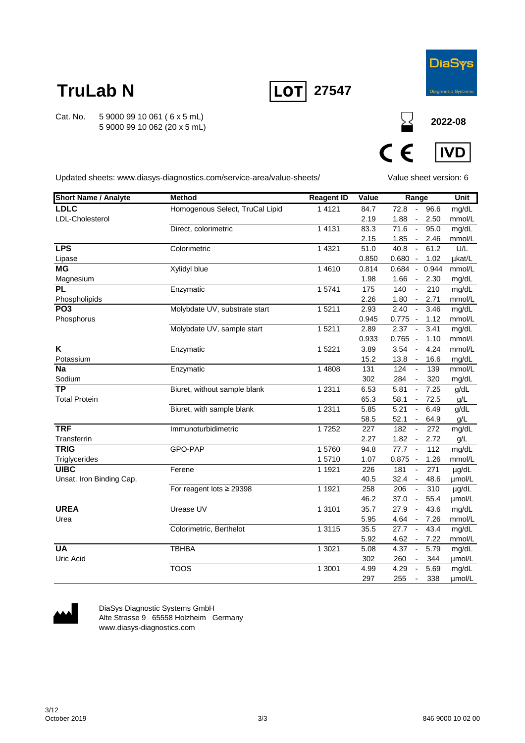# TruLab N

**LOT** 27547

DiaSys Diagnostic Systems

Cat. No. 5 9000 99 10 061 ( 6 x 5 mL)
5 9000 99 10 062 (20 x 5 mL)

2022-08

CE IVD

Updated sheets: www.diasys-diagnostics.com/service-area/value-sheets/

Value sheet version: 6

| Short Name / Analyte | Method | Reagent ID | Value | Range | Unit |
|---|---|---|---|---|---|
| **LDLC** | Homogenous Select, TruCal Lipid | 1 4121 | 84.7 | 72.8 - 96.6 | mg/dL |
| LDL-Cholesterol | | | 2.19 | 1.88 - 2.50 | mmol/L |
| | Direct, colorimetric | 1 4131 | 83.3 | 71.6 - 95.0 | mg/dL |
| | | | 2.15 | 1.85 - 2.46 | mmol/L |
| **LPS** | Colorimetric | 1 4321 | 51.0 | 40.8 - 61.2 | U/L |
| Lipase | | | 0.850 | 0.680 - 1.02 | µkat/L |
| **MG** | Xylidyl blue | 1 4610 | 0.814 | 0.684 - 0.944 | mmol/L |
| Magnesium | | | 1.98 | 1.66 - 2.30 | mg/dL |
| **PL** | Enzymatic | 1 5741 | 175 | 140 - 210 | mg/dL |
| Phospholipids | | | 2.26 | 1.80 - 2.71 | mmol/L |
| **PO3** | Molybdate UV, substrate start | 1 5211 | 2.93 | 2.40 - 3.46 | mg/dL |
| Phosphorus | | | 0.945 | 0.775 - 1.12 | mmol/L |
| | Molybdate UV, sample start | 1 5211 | 2.89 | 2.37 - 3.41 | mg/dL |
| | | | 0.933 | 0.765 - 1.10 | mmol/L |
| **K** | Enzymatic | 1 5221 | 3.89 | 3.54 - 4.24 | mmol/L |
| Potassium | | | 15.2 | 13.8 - 16.6 | mg/dL |
| **Na** | Enzymatic | 1 4808 | 131 | 124 - 139 | mmol/L |
| Sodium | | | 302 | 284 - 320 | mg/dL |
| **TP** | Biuret, without sample blank | 1 2311 | 6.53 | 5.81 - 7.25 | g/dL |
| Total Protein | | | 65.3 | 58.1 - 72.5 | g/L |
| | Biuret, with sample blank | 1 2311 | 5.85 | 5.21 - 6.49 | g/dL |
| | | | 58.5 | 52.1 - 64.9 | g/L |
| **TRF** | Immunoturbidimetric | 1 7252 | 227 | 182 - 272 | mg/dL |
| Transferrin | | | 2.27 | 1.82 - 2.72 | g/L |
| **TRIG** | GPO-PAP | 1 5760 | 94.8 | 77.7 - 112 | mg/dL |
| Triglycerides | | 1 5710 | 1.07 | 0.875 - 1.26 | mmol/L |
| **UIBC** | Ferene | 1 1921 | 226 | 181 - 271 | µg/dL |
| Unsat. Iron Binding Cap. | | | 40.5 | 32.4 - 48.6 | µmol/L |
| | For reagent lots ≥ 29398 | 1 1921 | 258 | 206 - 310 | µg/dL |
| | | | 46.2 | 37.0 - 55.4 | µmol/L |
| **UREA** | Urease UV | 1 3101 | 35.7 | 27.9 - 43.6 | mg/dL |
| Urea | | | 5.95 | 4.64 - 7.26 | mmol/L |
| | Colorimetric, Berthelot | 1 3115 | 35.5 | 27.7 - 43.4 | mg/dL |
| | | | 5.92 | 4.62 - 7.22 | mmol/L |
| **UA** | TBHBA | 1 3021 | 5.08 | 4.37 - 5.79 | mg/dL |
| Uric Acid | | | 302 | 260 - 344 | µmol/L |
| | TOOS | 1 3001 | 4.99 | 4.29 - 5.69 | mg/dL |
| | | | 297 | 255 - 338 | µmol/L |

DiaSys Diagnostic Systems GmbH
Alte Strasse 9 65558 Holzheim Germany
www.diasys-diagnostics.com

October 2019

846 9000 10 02 00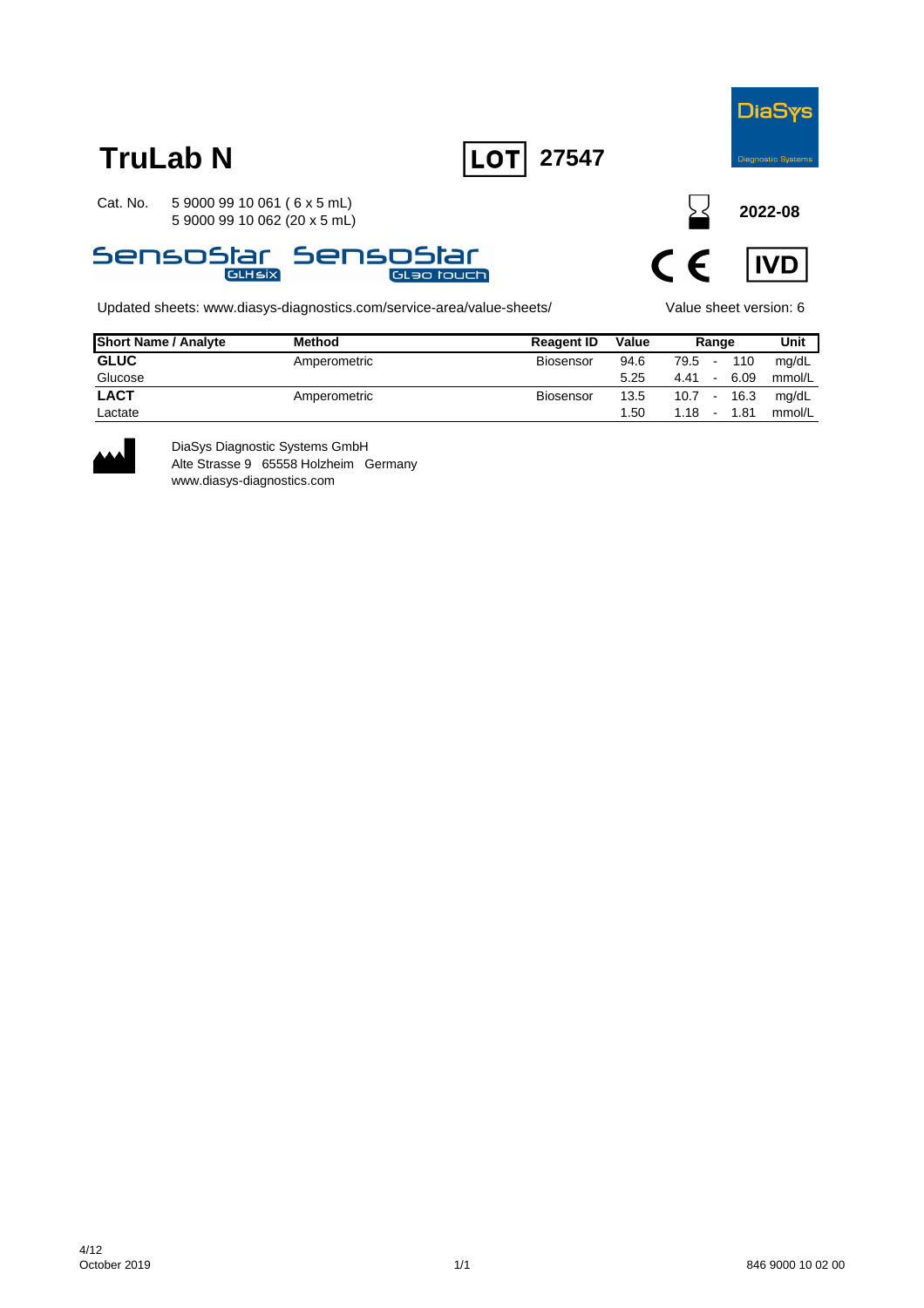# TruLab N

**LOT 27547**

DiaSys Diagnostic Systems

Cat. No. 5 9000 99 10 061 ( 6 x 5 mL)
5 9000 99 10 062 (20 x 5 mL)

**2022-08**

SensoStar GLHsix SensoStar GL30 touch

CE IVD

Updated sheets: www.diasys-diagnostics.com/service-area/value-sheets/

Value sheet version: 6

| Short Name / Analyte | Method | Reagent ID | Value | Range | Unit |
|---|---|---|---|---|---|
| **GLUC** | Amperometric | Biosensor | 94.6 | 79.5 - 110 | mg/dL |
| Glucose | | | 5.25 | 4.41 - 6.09 | mmol/L |
| **LACT** | Amperometric | Biosensor | 13.5 | 10.7 - 16.3 | mg/dL |
| Lactate | | | 1.50 | 1.18 - 1.81 | mmol/L |

DiaSys Diagnostic Systems GmbH
Alte Strasse 9 65558 Holzheim Germany
www.diasys-diagnostics.com

4/12
October 2019

846 9000 10 02 00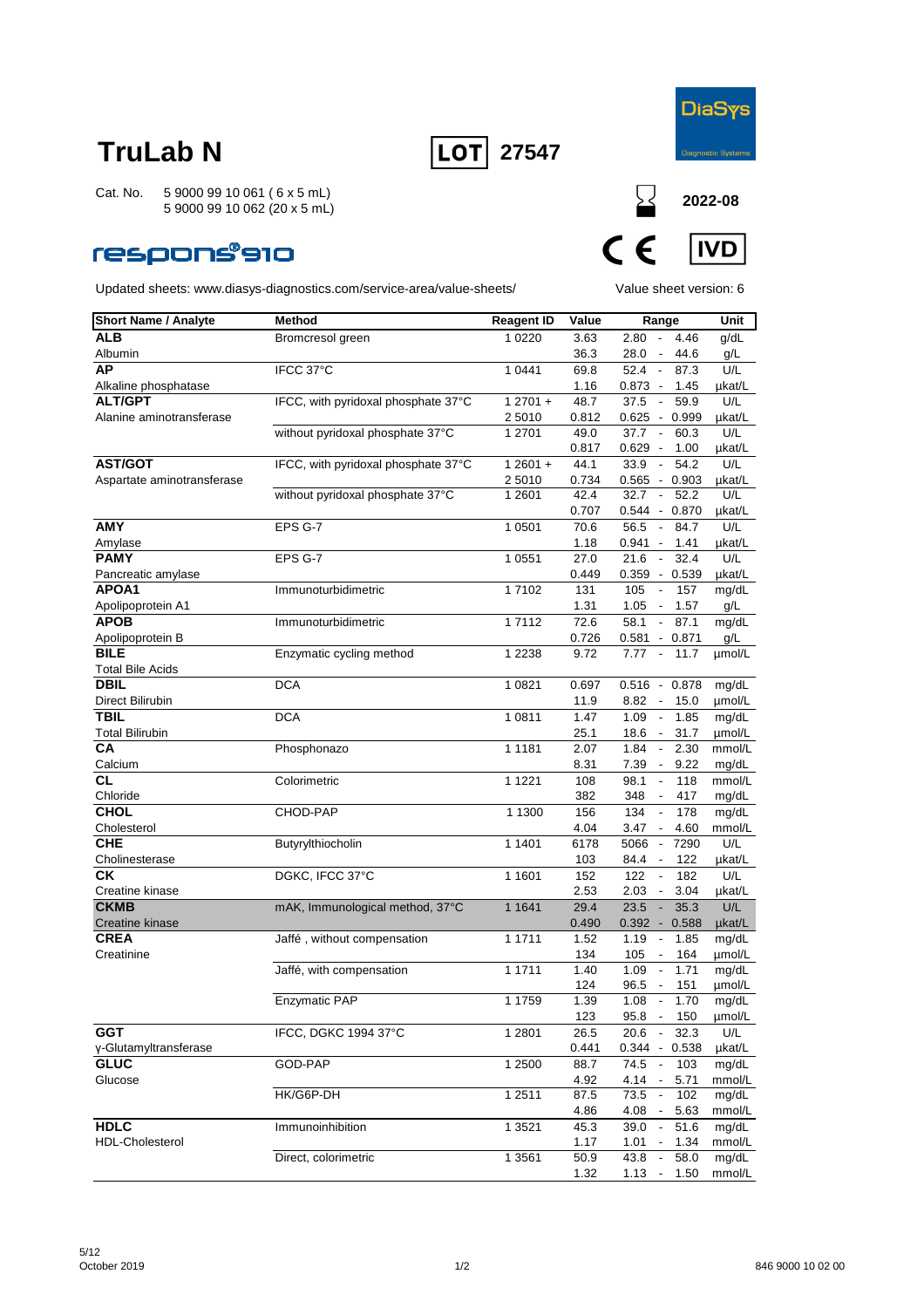# TruLab N

**LOT** 27547

DiaSys
Diagnostic Systems

Cat. No. 5 9000 99 10 061 ( 6 x 5 mL)
5 9000 99 10 062 (20 x 5 mL)

2022-08

respons®910

CE IVD

Updated sheets: www.diasys-diagnostics.com/service-area/value-sheets/

Value sheet version: 6

| Short Name / Analyte | Method | Reagent ID | Value | Range | Unit |
|---|---|---|---|---|---|
| **ALB** | Bromcresol green | 1 0220 | 3.63 | 2.80 - 4.46 | g/dL |
| Albumin | | | 36.3 | 28.0 - 44.6 | g/L |
| **AP** | IFCC 37°C | 1 0441 | 69.8 | 52.4 - 87.3 | U/L |
| Alkaline phosphatase | | | 1.16 | 0.873 - 1.45 | µkat/L |
| **ALT/GPT** | IFCC, with pyridoxal phosphate 37°C | 1 2701 + | 48.7 | 37.5 - 59.9 | U/L |
| Alanine aminotransferase | | 2 5010 | 0.812 | 0.625 - 0.999 | µkat/L |
| | without pyridoxal phosphate 37°C | 1 2701 | 49.0 | 37.7 - 60.3 | U/L |
| | | | 0.817 | 0.629 - 1.00 | µkat/L |
| **AST/GOT** | IFCC, with pyridoxal phosphate 37°C | 1 2601 + | 44.1 | 33.9 - 54.2 | U/L |
| Aspartate aminotransferase | | 2 5010 | 0.734 | 0.565 - 0.903 | µkat/L |
| | without pyridoxal phosphate 37°C | 1 2601 | 42.4 | 32.7 - 52.2 | U/L |
| | | | 0.707 | 0.544 - 0.870 | µkat/L |
| **AMY** | EPS G-7 | 1 0501 | 70.6 | 56.5 - 84.7 | U/L |
| Amylase | | | 1.18 | 0.941 - 1.41 | µkat/L |
| **PAMY** | EPS G-7 | 1 0551 | 27.0 | 21.6 - 32.4 | U/L |
| Pancreatic amylase | | | 0.449 | 0.359 - 0.539 | µkat/L |
| **APOA1** | Immunoturbidimetric | 1 7102 | 131 | 105 - 157 | mg/dL |
| Apolipoprotein A1 | | | 1.31 | 1.05 - 1.57 | g/L |
| **APOB** | Immunoturbidimetric | 1 7112 | 72.6 | 58.1 - 87.1 | mg/dL |
| Apolipoprotein B | | | 0.726 | 0.581 - 0.871 | g/L |
| **BILE** | Enzymatic cycling method | 1 2238 | 9.72 | 7.77 - 11.7 | µmol/L |
| Total Bile Acids | | | | | |
| **DBIL** | DCA | 1 0821 | 0.697 | 0.516 - 0.878 | mg/dL |
| Direct Bilirubin | | | 11.9 | 8.82 - 15.0 | µmol/L |
| **TBIL** | DCA | 1 0811 | 1.47 | 1.09 - 1.85 | mg/dL |
| Total Bilirubin | | | 25.1 | 18.6 - 31.7 | µmol/L |
| **CA** | Phosphonazo | 1 1181 | 2.07 | 1.84 - 2.30 | mmol/L |
| Calcium | | | 8.31 | 7.39 - 9.22 | mg/dL |
| **CL** | Colorimetric | 1 1221 | 108 | 98.1 - 118 | mmol/L |
| Chloride | | | 382 | 348 - 417 | mg/dL |
| **CHOL** | CHOD-PAP | 1 1300 | 156 | 134 - 178 | mg/dL |
| Cholesterol | | | 4.04 | 3.47 - 4.60 | mmol/L |
| **CHE** | Butyrylthiocholin | 1 1401 | 6178 | 5066 - 7290 | U/L |
| Cholinesterase | | | 103 | 84.4 - 122 | µkat/L |
| **CK** | DGKC, IFCC 37°C | 1 1601 | 152 | 122 - 182 | U/L |
| Creatine kinase | | | 2.53 | 2.03 - 3.04 | µkat/L |
| **CKMB** | mAK, Immunological method, 37°C | 1 1641 | 29.4 | 23.5 - 35.3 | U/L |
| Creatine kinase | | | 0.490 | 0.392 - 0.588 | µkat/L |
| **CREA** | Jaffé , without compensation | 1 1711 | 1.52 | 1.19 - 1.85 | mg/dL |
| Creatinine | | | 134 | 105 - 164 | µmol/L |
| | Jaffé, with compensation | 1 1711 | 1.40 | 1.09 - 1.71 | mg/dL |
| | | | 124 | 96.5 - 151 | µmol/L |
| | Enzymatic PAP | 1 1759 | 1.39 | 1.08 - 1.70 | mg/dL |
| | | | 123 | 95.8 - 150 | µmol/L |
| **GGT** | IFCC, DGKC 1994 37°C | 1 2801 | 26.5 | 20.6 - 32.3 | U/L |
| γ-Glutamyltransferase | | | 0.441 | 0.344 - 0.538 | µkat/L |
| **GLUC** | GOD-PAP | 1 2500 | 88.7 | 74.5 - 103 | mg/dL |
| Glucose | | | 4.92 | 4.14 - 5.71 | mmol/L |
| | HK/G6P-DH | 1 2511 | 87.5 | 73.5 - 102 | mg/dL |
| | | | 4.86 | 4.08 - 5.63 | mmol/L |
| **HDLC** | Immunoinhibition | 1 3521 | 45.3 | 39.0 - 51.6 | mg/dL |
| HDL-Cholesterol | | | 1.17 | 1.01 - 1.34 | mmol/L |
| | Direct, colorimetric | 1 3561 | 50.9 | 43.8 - 58.0 | mg/dL |
| | | | 1.32 | 1.13 - 1.50 | mmol/L |

October 2019

846 9000 10 02 00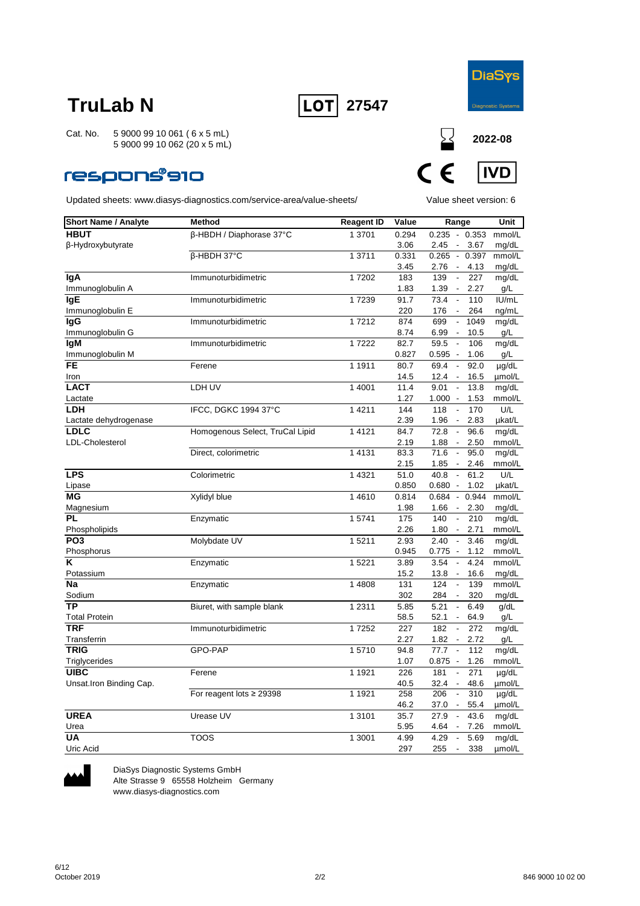# TruLab N

LOT 27547

Cat. No. 5 9000 99 10 061 ( 6 x 5 mL)
5 9000 99 10 062 (20 x 5 mL)

2022-08

respons®910

CE IVD

Updated sheets: www.diasys-diagnostics.com/service-area/value-sheets/

Value sheet version: 6

| Short Name / Analyte | Method | Reagent ID | Value | Range | Unit |
|---|---|---|---|---|---|
| **HBUT** | β-HBDH / Diaphorase 37°C | 1 3701 | 0.294 | 0.235 - 0.353 | mmol/L |
| β-Hydroxybutyrate | | | 3.06 | 2.45 - 3.67 | mg/dL |
| | β-HBDH 37°C | 1 3711 | 0.331 | 0.265 - 0.397 | mmol/L |
| | | | 3.45 | 2.76 - 4.13 | mg/dL |
| **IgA** | Immunoturbidimetric | 1 7202 | 183 | 139 - 227 | mg/dL |
| Immunoglobulin A | | | 1.83 | 1.39 - 2.27 | g/L |
| **IgE** | Immunoturbidimetric | 1 7239 | 91.7 | 73.4 - 110 | IU/mL |
| Immunoglobulin E | | | 220 | 176 - 264 | ng/mL |
| **IgG** | Immunoturbidimetric | 1 7212 | 874 | 699 - 1049 | mg/dL |
| Immunoglobulin G | | | 8.74 | 6.99 - 10.5 | g/L |
| **IgM** | Immunoturbidimetric | 1 7222 | 82.7 | 59.5 - 106 | mg/dL |
| Immunoglobulin M | | | 0.827 | 0.595 - 1.06 | g/L |
| **FE** | Ferene | 1 1911 | 80.7 | 69.4 - 92.0 | µg/dL |
| Iron | | | 14.5 | 12.4 - 16.5 | µmol/L |
| **LACT** | LDH UV | 1 4001 | 11.4 | 9.01 - 13.8 | mg/dL |
| Lactate | | | 1.27 | 1.000 - 1.53 | mmol/L |
| **LDH** | IFCC, DGKC 1994 37°C | 1 4211 | 144 | 118 - 170 | U/L |
| Lactate dehydrogenase | | | 2.39 | 1.96 - 2.83 | µkat/L |
| **LDLC** | Homogenous Select, TruCal Lipid | 1 4121 | 84.7 | 72.8 - 96.6 | mg/dL |
| LDL-Cholesterol | | | 2.19 | 1.88 - 2.50 | mmol/L |
| | Direct, colorimetric | 1 4131 | 83.3 | 71.6 - 95.0 | mg/dL |
| | | | 2.15 | 1.85 - 2.46 | mmol/L |
| **LPS** | Colorimetric | 1 4321 | 51.0 | 40.8 - 61.2 | U/L |
| Lipase | | | 0.850 | 0.680 - 1.02 | µkat/L |
| **MG** | Xylidyl blue | 1 4610 | 0.814 | 0.684 - 0.944 | mmol/L |
| Magnesium | | | 1.98 | 1.66 - 2.30 | mg/dL |
| **PL** | Enzymatic | 1 5741 | 175 | 140 - 210 | mg/dL |
| Phospholipids | | | 2.26 | 1.80 - 2.71 | mmol/L |
| **PO3** | Molybdate UV | 1 5211 | 2.93 | 2.40 - 3.46 | mg/dL |
| Phosphorus | | | 0.945 | 0.775 - 1.12 | mmol/L |
| **K** | Enzymatic | 1 5221 | 3.89 | 3.54 - 4.24 | mmol/L |
| Potassium | | | 15.2 | 13.8 - 16.6 | mg/dL |
| **Na** | Enzymatic | 1 4808 | 131 | 124 - 139 | mmol/L |
| Sodium | | | 302 | 284 - 320 | mg/dL |
| **TP** | Biuret, with sample blank | 1 2311 | 5.85 | 5.21 - 6.49 | g/dL |
| Total Protein | | | 58.5 | 52.1 - 64.9 | g/L |
| **TRF** | Immunoturbidimetric | 1 7252 | 227 | 182 - 272 | mg/dL |
| Transferrin | | | 2.27 | 1.82 - 2.72 | g/L |
| **TRIG** | GPO-PAP | 1 5710 | 94.8 | 77.7 - 112 | mg/dL |
| Triglycerides | | | 1.07 | 0.875 - 1.26 | mmol/L |
| **UIBC** | Ferene | 1 1921 | 226 | 181 - 271 | µg/dL |
| Unsat.Iron Binding Cap. | | | 40.5 | 32.4 - 48.6 | µmol/L |
| | For reagent lots ≥ 29398 | 1 1921 | 258 | 206 - 310 | µg/dL |
| | | | 46.2 | 37.0 - 55.4 | µmol/L |
| **UREA** | Urease UV | 1 3101 | 35.7 | 27.9 - 43.6 | mg/dL |
| Urea | | | 5.95 | 4.64 - 7.26 | mmol/L |
| **UA** | TOOS | 1 3001 | 4.99 | 4.29 - 5.69 | mg/dL |
| Uric Acid | | | 297 | 255 - 338 | µmol/L |

DiaSys Diagnostic Systems GmbH
Alte Strasse 9 65558 Holzheim Germany
www.diasys-diagnostics.com

October 2019

846 9000 10 02 00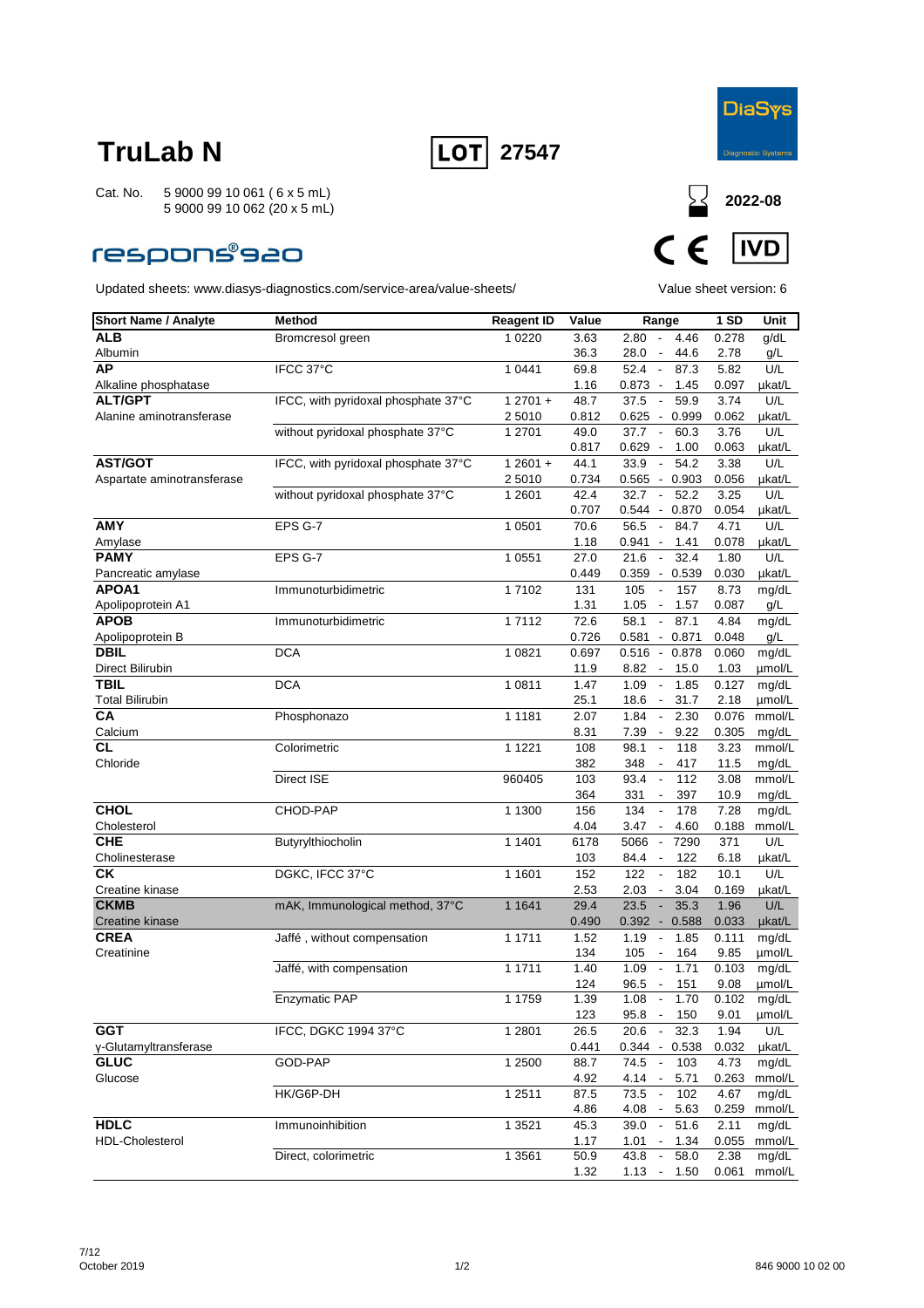# TruLab N

**LOT** 27547

Cat. No. 5 9000 99 10 061 ( 6 x 5 mL)
5 9000 99 10 062 (20 x 5 mL)

2022-08

respons®920

Updated sheets: www.diasys-diagnostics.com/service-area/value-sheets/

Value sheet version: 6

| Short Name / Analyte | Method | Reagent ID | Value | Range | 1 SD | Unit |
|---|---|---|---|---|---|---|
| **ALB** | Bromcresol green | 1 0220 | 3.63 | 2.80 - 4.46 | 0.278 | g/dL |
| Albumin | | | 36.3 | 28.0 - 44.6 | 2.78 | g/L |
| **AP** | IFCC 37°C | 1 0441 | 69.8 | 52.4 - 87.3 | 5.82 | U/L |
| Alkaline phosphatase | | | 1.16 | 0.873 - 1.45 | 0.097 | µkat/L |
| **ALT/GPT** | IFCC, with pyridoxal phosphate 37°C | 1 2701 + 2 5010 | 48.7 | 37.5 - 59.9 | 3.74 | U/L |
| Alanine aminotransferase | | | 0.812 | 0.625 - 0.999 | 0.062 | µkat/L |
| | without pyridoxal phosphate 37°C | 1 2701 | 49.0 | 37.7 - 60.3 | 3.76 | U/L |
| | | | 0.817 | 0.629 - 1.00 | 0.063 | µkat/L |
| **AST/GOT** | IFCC, with pyridoxal phosphate 37°C | 1 2601 + 2 5010 | 44.1 | 33.9 - 54.2 | 3.38 | U/L |
| Aspartate aminotransferase | | | 0.734 | 0.565 - 0.903 | 0.056 | µkat/L |
| | without pyridoxal phosphate 37°C | 1 2601 | 42.4 | 32.7 - 52.2 | 3.25 | U/L |
| | | | 0.707 | 0.544 - 0.870 | 0.054 | µkat/L |
| **AMY** | EPS G-7 | 1 0501 | 70.6 | 56.5 - 84.7 | 4.71 | U/L |
| Amylase | | | 1.18 | 0.941 - 1.41 | 0.078 | µkat/L |
| **PAMY** | EPS G-7 | 1 0551 | 27.0 | 21.6 - 32.4 | 1.80 | U/L |
| Pancreatic amylase | | | 0.449 | 0.359 - 0.539 | 0.030 | µkat/L |
| **APOA1** | Immunoturbidimetric | 1 7102 | 131 | 105 - 157 | 8.73 | mg/dL |
| Apolipoprotein A1 | | | 1.31 | 1.05 - 1.57 | 0.087 | g/L |
| **APOB** | Immunoturbidimetric | 1 7112 | 72.6 | 58.1 - 87.1 | 4.84 | mg/dL |
| Apolipoprotein B | | | 0.726 | 0.581 - 0.871 | 0.048 | g/L |
| **DBIL** | DCA | 1 0821 | 0.697 | 0.516 - 0.878 | 0.060 | mg/dL |
| Direct Bilirubin | | | 11.9 | 8.82 - 15.0 | 1.03 | µmol/L |
| **TBIL** | DCA | 1 0811 | 1.47 | 1.09 - 1.85 | 0.127 | mg/dL |
| Total Bilirubin | | | 25.1 | 18.6 - 31.7 | 2.18 | µmol/L |
| **CA** | Phosphonazo | 1 1181 | 2.07 | 1.84 - 2.30 | 0.076 | mmol/L |
| Calcium | | | 8.31 | 7.39 - 9.22 | 0.305 | mg/dL |
| **CL** | Colorimetric | 1 1221 | 108 | 98.1 - 118 | 3.23 | mmol/L |
| Chloride | | | 382 | 348 - 417 | 11.5 | mg/dL |
| | Direct ISE | 960405 | 103 | 93.4 - 112 | 3.08 | mmol/L |
| | | | 364 | 331 - 397 | 10.9 | mg/dL |
| **CHOL** | CHOD-PAP | 1 1300 | 156 | 134 - 178 | 7.28 | mg/dL |
| Cholesterol | | | 4.04 | 3.47 - 4.60 | 0.188 | mmol/L |
| **CHE** | Butyrylthiocholin | 1 1401 | 6178 | 5066 - 7290 | 371 | U/L |
| Cholinesterase | | | 103 | 84.4 - 122 | 6.18 | µkat/L |
| **CK** | DGKC, IFCC 37°C | 1 1601 | 152 | 122 - 182 | 10.1 | U/L |
| Creatine kinase | | | 2.53 | 2.03 - 3.04 | 0.169 | µkat/L |
| **CKMB** | mAK, Immunological method, 37°C | 1 1641 | 29.4 | 23.5 - 35.3 | 1.96 | U/L |
| Creatine kinase | | | 0.490 | 0.392 - 0.588 | 0.033 | µkat/L |
| **CREA** | Jaffé , without compensation | 1 1711 | 1.52 | 1.19 - 1.85 | 0.111 | mg/dL |
| Creatinine | | | 134 | 105 - 164 | 9.85 | µmol/L |
| | Jaffé, with compensation | 1 1711 | 1.40 | 1.09 - 1.71 | 0.103 | mg/dL |
| | | | 124 | 96.5 - 151 | 9.08 | µmol/L |
| | Enzymatic PAP | 1 1759 | 1.39 | 1.08 - 1.70 | 0.102 | mg/dL |
| | | | 123 | 95.8 - 150 | 9.01 | µmol/L |
| **GGT** | IFCC, DGKC 1994 37°C | 1 2801 | 26.5 | 20.6 - 32.3 | 1.94 | U/L |
| γ-Glutamyltransferase | | | 0.441 | 0.344 - 0.538 | 0.032 | µkat/L |
| **GLUC** | GOD-PAP | 1 2500 | 88.7 | 74.5 - 103 | 4.73 | mg/dL |
| Glucose | | | 4.92 | 4.14 - 5.71 | 0.263 | mmol/L |
| | HK/G6P-DH | 1 2511 | 87.5 | 73.5 - 102 | 4.67 | mg/dL |
| | | | 4.86 | 4.08 - 5.63 | 0.259 | mmol/L |
| **HDLC** | Immunoinhibition | 1 3521 | 45.3 | 39.0 - 51.6 | 2.11 | mg/dL |
| HDL-Cholesterol | | | 1.17 | 1.01 - 1.34 | 0.055 | mmol/L |
| | Direct, colorimetric | 1 3561 | 50.9 | 43.8 - 58.0 | 2.38 | mg/dL |
| | | | 1.32 | 1.13 - 1.50 | 0.061 | mmol/L |

October 2019

846 9000 10 02 00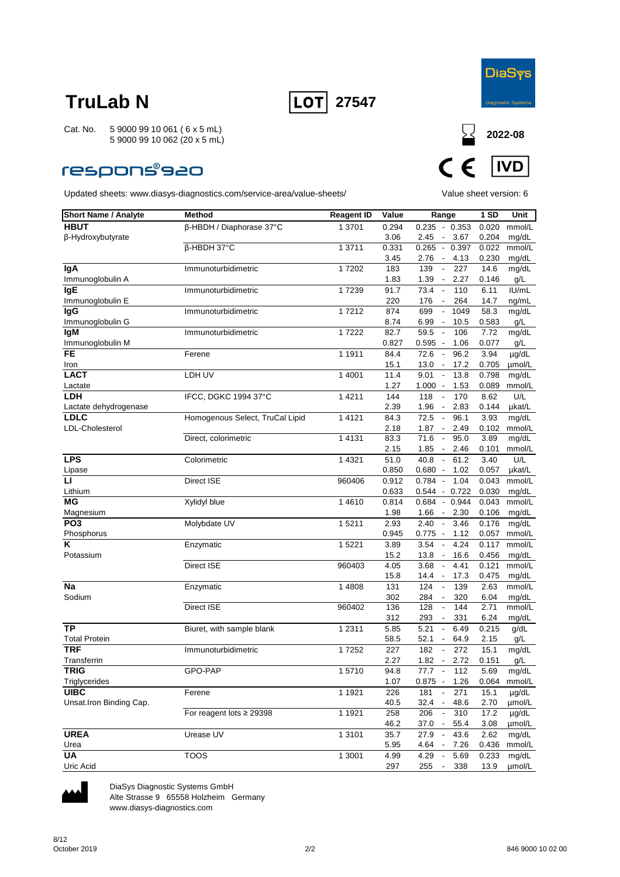# TruLab N

**LOT** 27547

DiaSys
Diagnostic Systems

Cat. No. 5 9000 99 10 061 ( 6 x 5 mL)
5 9000 99 10 062 (20 x 5 mL)

2022-08

respons®920

CE IVD

Updated sheets: www.diasys-diagnostics.com/service-area/value-sheets/

Value sheet version: 6

| Short Name / Analyte | Method | Reagent ID | Value | Range | 1 SD | Unit |
|---|---|---|---|---|---|---|
| **HBUT** | β-HBDH / Diaphorase 37°C | 1 3701 | 0.294 | 0.235 - 0.353 | 0.020 | mmol/L |
| β-Hydroxybutyrate | | | 3.06 | 2.45 - 3.67 | 0.204 | mg/dL |
| | β-HBDH 37°C | 1 3711 | 0.331 | 0.265 - 0.397 | 0.022 | mmol/L |
| | | | 3.45 | 2.76 - 4.13 | 0.230 | mg/dL |
| **IgA** | Immunoturbidimetric | 1 7202 | 183 | 139 - 227 | 14.6 | mg/dL |
| Immunoglobulin A | | | 1.83 | 1.39 - 2.27 | 0.146 | g/L |
| **IgE** | Immunoturbidimetric | 1 7239 | 91.7 | 73.4 - 110 | 6.11 | IU/mL |
| Immunoglobulin E | | | 220 | 176 - 264 | 14.7 | ng/mL |
| **IgG** | Immunoturbidimetric | 1 7212 | 874 | 699 - 1049 | 58.3 | mg/dL |
| Immunoglobulin G | | | 8.74 | 6.99 - 10.5 | 0.583 | g/L |
| **IgM** | Immunoturbidimetric | 1 7222 | 82.7 | 59.5 - 106 | 7.72 | mg/dL |
| Immunoglobulin M | | | 0.827 | 0.595 - 1.06 | 0.077 | g/L |
| **FE** | Ferene | 1 1911 | 84.4 | 72.6 - 96.2 | 3.94 | µg/dL |
| Iron | | | 15.1 | 13.0 - 17.2 | 0.705 | µmol/L |
| **LACT** | LDH UV | 1 4001 | 11.4 | 9.01 - 13.8 | 0.798 | mg/dL |
| Lactate | | | 1.27 | 1.000 - 1.53 | 0.089 | mmol/L |
| **LDH** | IFCC, DGKC 1994 37°C | 1 4211 | 144 | 118 - 170 | 8.62 | U/L |
| Lactate dehydrogenase | | | 2.39 | 1.96 - 2.83 | 0.144 | µkat/L |
| **LDLC** | Homogenous Select, TruCal Lipid | 1 4121 | 84.3 | 72.5 - 96.1 | 3.93 | mg/dL |
| LDL-Cholesterol | | | 2.18 | 1.87 - 2.49 | 0.102 | mmol/L |
| | Direct, colorimetric | 1 4131 | 83.3 | 71.6 - 95.0 | 3.89 | mg/dL |
| | | | 2.15 | 1.85 - 2.46 | 0.101 | mmol/L |
| **LPS** | Colorimetric | 1 4321 | 51.0 | 40.8 - 61.2 | 3.40 | U/L |
| Lipase | | | 0.850 | 0.680 - 1.02 | 0.057 | µkat/L |
| **LI** | Direct ISE | 960406 | 0.912 | 0.784 - 1.04 | 0.043 | mmol/L |
| Lithium | | | 0.633 | 0.544 - 0.722 | 0.030 | mg/dL |
| **MG** | Xylidyl blue | 1 4610 | 0.814 | 0.684 - 0.944 | 0.043 | mmol/L |
| Magnesium | | | 1.98 | 1.66 - 2.30 | 0.106 | mg/dL |
| **PO3** | Molybdate UV | 1 5211 | 2.93 | 2.40 - 3.46 | 0.176 | mg/dL |
| Phosphorus | | | 0.945 | 0.775 - 1.12 | 0.057 | mmol/L |
| **K** | Enzymatic | 1 5221 | 3.89 | 3.54 - 4.24 | 0.117 | mmol/L |
| Potassium | | | 15.2 | 13.8 - 16.6 | 0.456 | mg/dL |
| | Direct ISE | 960403 | 4.05 | 3.68 - 4.41 | 0.121 | mmol/L |
| | | | 15.8 | 14.4 - 17.3 | 0.475 | mg/dL |
| **Na** | Enzymatic | 1 4808 | 131 | 124 - 139 | 2.63 | mmol/L |
| Sodium | | | 302 | 284 - 320 | 6.04 | mg/dL |
| | Direct ISE | 960402 | 136 | 128 - 144 | 2.71 | mmol/L |
| | | | 312 | 293 - 331 | 6.24 | mg/dL |
| **TP** | Biuret, with sample blank | 1 2311 | 5.85 | 5.21 - 6.49 | 0.215 | g/dL |
| Total Protein | | | 58.5 | 52.1 - 64.9 | 2.15 | g/L |
| **TRF** | Immunoturbidimetric | 1 7252 | 227 | 182 - 272 | 15.1 | mg/dL |
| Transferrin | | | 2.27 | 1.82 - 2.72 | 0.151 | g/L |
| **TRIG** | GPO-PAP | 1 5710 | 94.8 | 77.7 - 112 | 5.69 | mg/dL |
| Triglycerides | | | 1.07 | 0.875 - 1.26 | 0.064 | mmol/L |
| **UIBC** | Ferene | 1 1921 | 226 | 181 - 271 | 15.1 | µg/dL |
| Unsat.Iron Binding Cap. | | | 40.5 | 32.4 - 48.6 | 2.70 | µmol/L |
| | For reagent lots ≥ 29398 | 1 1921 | 258 | 206 - 310 | 17.2 | µg/dL |
| | | | 46.2 | 37.0 - 55.4 | 3.08 | µmol/L |
| **UREA** | Urease UV | 1 3101 | 35.7 | 27.9 - 43.6 | 2.62 | mg/dL |
| Urea | | | 5.95 | 4.64 - 7.26 | 0.436 | mmol/L |
| **UA** | TOOS | 1 3001 | 4.99 | 4.29 - 5.69 | 0.233 | mg/dL |
| Uric Acid | | | 297 | 255 - 338 | 13.9 | µmol/L |

DiaSys Diagnostic Systems GmbH
Alte Strasse 9 65558 Holzheim Germany
www.diasys-diagnostics.com

October 2019

846 9000 10 02 00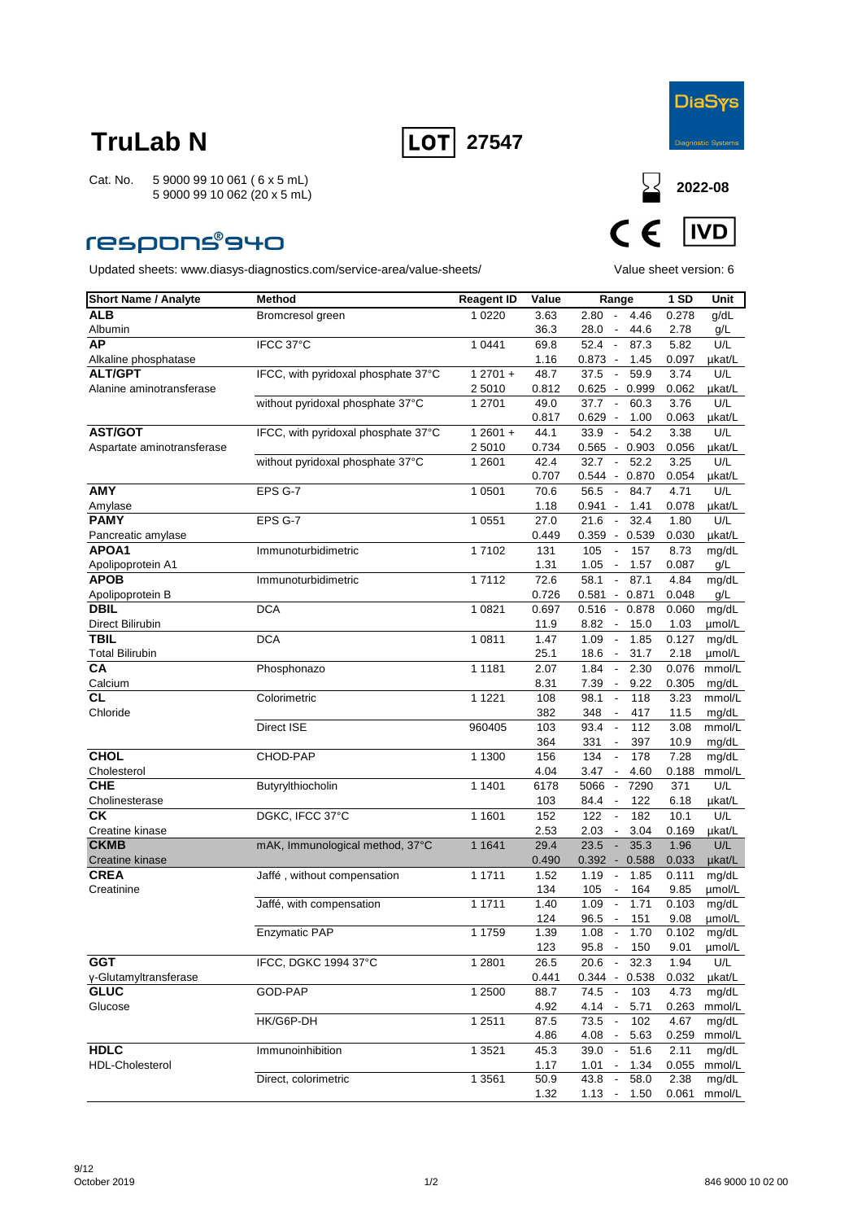# TruLab N

**LOT** 27547

DiaSys Diagnostic Systems

Cat. No. 5 9000 99 10 061 ( 6 x 5 mL)
5 9000 99 10 062 (20 x 5 mL)

2022-08

respons®940

CE IVD

Updated sheets: www.diasys-diagnostics.com/service-area/value-sheets/

Value sheet version: 6

| Short Name / Analyte | Method | Reagent ID | Value | Range | 1 SD | Unit |
|---|---|---|---|---|---|---|
| **ALB** | Bromcresol green | 1 0220 | 3.63 | 2.80 - 4.46 | 0.278 | g/dL |
| Albumin | | | 36.3 | 28.0 - 44.6 | 2.78 | g/L |
| **AP** | IFCC 37°C | 1 0441 | 69.8 | 52.4 - 87.3 | 5.82 | U/L |
| Alkaline phosphatase | | | 1.16 | 0.873 - 1.45 | 0.097 | µkat/L |
| **ALT/GPT** | IFCC, with pyridoxal phosphate 37°C | 1 2701 + | 48.7 | 37.5 - 59.9 | 3.74 | U/L |
| Alanine aminotransferase | | 2 5010 | 0.812 | 0.625 - 0.999 | 0.062 | µkat/L |
| | without pyridoxal phosphate 37°C | 1 2701 | 49.0 | 37.7 - 60.3 | 3.76 | U/L |
| | | | 0.817 | 0.629 - 1.00 | 0.063 | µkat/L |
| **AST/GOT** | IFCC, with pyridoxal phosphate 37°C | 1 2601 + | 44.1 | 33.9 - 54.2 | 3.38 | U/L |
| Aspartate aminotransferase | | 2 5010 | 0.734 | 0.565 - 0.903 | 0.056 | µkat/L |
| | without pyridoxal phosphate 37°C | 1 2601 | 42.4 | 32.7 - 52.2 | 3.25 | U/L |
| | | | 0.707 | 0.544 - 0.870 | 0.054 | µkat/L |
| **AMY** | EPS G-7 | 1 0501 | 70.6 | 56.5 - 84.7 | 4.71 | U/L |
| Amylase | | | 1.18 | 0.941 - 1.41 | 0.078 | µkat/L |
| **PAMY** | EPS G-7 | 1 0551 | 27.0 | 21.6 - 32.4 | 1.80 | U/L |
| Pancreatic amylase | | | 0.449 | 0.359 - 0.539 | 0.030 | µkat/L |
| **APOA1** | Immunoturbidimetric | 1 7102 | 131 | 105 - 157 | 8.73 | mg/dL |
| Apolipoprotein A1 | | | 1.31 | 1.05 - 1.57 | 0.087 | g/L |
| **APOB** | Immunoturbidimetric | 1 7112 | 72.6 | 58.1 - 87.1 | 4.84 | mg/dL |
| Apolipoprotein B | | | 0.726 | 0.581 - 0.871 | 0.048 | g/L |
| **DBIL** | DCA | 1 0821 | 0.697 | 0.516 - 0.878 | 0.060 | mg/dL |
| Direct Bilirubin | | | 11.9 | 8.82 - 15.0 | 1.03 | µmol/L |
| **TBIL** | DCA | 1 0811 | 1.47 | 1.09 - 1.85 | 0.127 | mg/dL |
| Total Bilirubin | | | 25.1 | 18.6 - 31.7 | 2.18 | µmol/L |
| **CA** | Phosphonazo | 1 1181 | 2.07 | 1.84 - 2.30 | 0.076 | mmol/L |
| Calcium | | | 8.31 | 7.39 - 9.22 | 0.305 | mg/dL |
| **CL** | Colorimetric | 1 1221 | 108 | 98.1 - 118 | 3.23 | mmol/L |
| Chloride | | | 382 | 348 - 417 | 11.5 | mg/dL |
| | Direct ISE | 960405 | 103 | 93.4 - 112 | 3.08 | mmol/L |
| | | | 364 | 331 - 397 | 10.9 | mg/dL |
| **CHOL** | CHOD-PAP | 1 1300 | 156 | 134 - 178 | 7.28 | mg/dL |
| Cholesterol | | | 4.04 | 3.47 - 4.60 | 0.188 | mmol/L |
| **CHE** | Butyrylthiocholin | 1 1401 | 6178 | 5066 - 7290 | 371 | U/L |
| Cholinesterase | | | 103 | 84.4 - 122 | 6.18 | µkat/L |
| **CK** | DGKC, IFCC 37°C | 1 1601 | 152 | 122 - 182 | 10.1 | U/L |
| Creatine kinase | | | 2.53 | 2.03 - 3.04 | 0.169 | µkat/L |
| **CKMB** | mAK, Immunological method, 37°C | 1 1641 | 29.4 | 23.5 - 35.3 | 1.96 | U/L |
| Creatine kinase | | | 0.490 | 0.392 - 0.588 | 0.033 | µkat/L |
| **CREA** | Jaffé , without compensation | 1 1711 | 1.52 | 1.19 - 1.85 | 0.111 | mg/dL |
| Creatinine | | | 134 | 105 - 164 | 9.85 | µmol/L |
| | Jaffé, with compensation | 1 1711 | 1.40 | 1.09 - 1.71 | 0.103 | mg/dL |
| | | | 124 | 96.5 - 151 | 9.08 | µmol/L |
| | Enzymatic PAP | 1 1759 | 1.39 | 1.08 - 1.70 | 0.102 | mg/dL |
| | | | 123 | 95.8 - 150 | 9.01 | µmol/L |
| **GGT** | IFCC, DGKC 1994 37°C | 1 2801 | 26.5 | 20.6 - 32.3 | 1.94 | U/L |
| γ-Glutamyltransferase | | | 0.441 | 0.344 - 0.538 | 0.032 | µkat/L |
| **GLUC** | GOD-PAP | 1 2500 | 88.7 | 74.5 - 103 | 4.73 | mg/dL |
| Glucose | | | 4.92 | 4.14 - 5.71 | 0.263 | mmol/L |
| | HK/G6P-DH | 1 2511 | 87.5 | 73.5 - 102 | 4.67 | mg/dL |
| | | | 4.86 | 4.08 - 5.63 | 0.259 | mmol/L |
| **HDLC** | Immunoinhibition | 1 3521 | 45.3 | 39.0 - 51.6 | 2.11 | mg/dL |
| HDL-Cholesterol | | | 1.17 | 1.01 - 1.34 | 0.055 | mmol/L |
| | Direct, colorimetric | 1 3561 | 50.9 | 43.8 - 58.0 | 2.38 | mg/dL |
| | | | 1.32 | 1.13 - 1.50 | 0.061 | mmol/L |

October 2019

846 9000 10 02 00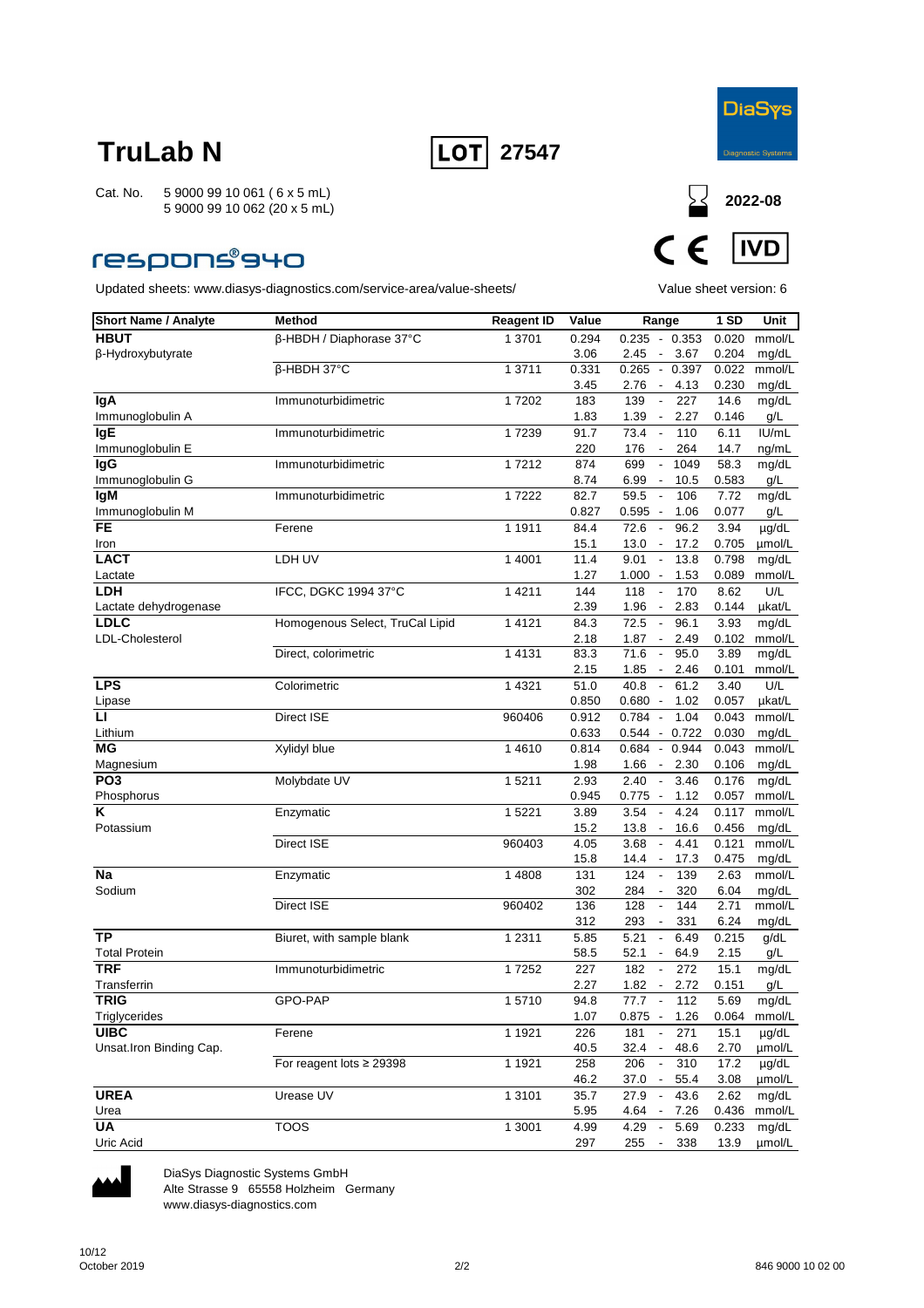# TruLab N

**LOT** 27547

Cat. No. 5 9000 99 10 061 ( 6 x 5 mL)
5 9000 99 10 062 (20 x 5 mL)

2022-08

CE IVD

respons®940

Updated sheets: www.diasys-diagnostics.com/service-area/value-sheets/

Value sheet version: 6

| Short Name / Analyte | Method | Reagent ID | Value | Range | 1 SD | Unit |
|---|---|---|---|---|---|---|
| **HBUT** | β-HBDH / Diaphorase 37°C | 1 3701 | 0.294 | 0.235 - 0.353 | 0.020 | mmol/L |
| β-Hydroxybutyrate | | | 3.06 | 2.45 - 3.67 | 0.204 | mg/dL |
| | β-HBDH 37°C | 1 3711 | 0.331 | 0.265 - 0.397 | 0.022 | mmol/L |
| | | | 3.45 | 2.76 - 4.13 | 0.230 | mg/dL |
| **IgA** | Immunoturbidimetric | 1 7202 | 183 | 139 - 227 | 14.6 | mg/dL |
| Immunoglobulin A | | | 1.83 | 1.39 - 2.27 | 0.146 | g/L |
| **IgE** | Immunoturbidimetric | 1 7239 | 91.7 | 73.4 - 110 | 6.11 | IU/mL |
| Immunoglobulin E | | | 220 | 176 - 264 | 14.7 | ng/mL |
| **IgG** | Immunoturbidimetric | 1 7212 | 874 | 699 - 1049 | 58.3 | mg/dL |
| Immunoglobulin G | | | 8.74 | 6.99 - 10.5 | 0.583 | g/L |
| **IgM** | Immunoturbidimetric | 1 7222 | 82.7 | 59.5 - 106 | 7.72 | mg/dL |
| Immunoglobulin M | | | 0.827 | 0.595 - 1.06 | 0.077 | g/L |
| **FE** | Ferene | 1 1911 | 84.4 | 72.6 - 96.2 | 3.94 | µg/dL |
| Iron | | | 15.1 | 13.0 - 17.2 | 0.705 | µmol/L |
| **LACT** | LDH UV | 1 4001 | 11.4 | 9.01 - 13.8 | 0.798 | mg/dL |
| Lactate | | | 1.27 | 1.000 - 1.53 | 0.089 | mmol/L |
| **LDH** | IFCC, DGKC 1994 37°C | 1 4211 | 144 | 118 - 170 | 8.62 | U/L |
| Lactate dehydrogenase | | | 2.39 | 1.96 - 2.83 | 0.144 | µkat/L |
| **LDLC** | Homogenous Select, TruCal Lipid | 1 4121 | 84.3 | 72.5 - 96.1 | 3.93 | mg/dL |
| LDL-Cholesterol | | | 2.18 | 1.87 - 2.49 | 0.102 | mmol/L |
| | Direct, colorimetric | 1 4131 | 83.3 | 71.6 - 95.0 | 3.89 | mg/dL |
| | | | 2.15 | 1.85 - 2.46 | 0.101 | mmol/L |
| **LPS** | Colorimetric | 1 4321 | 51.0 | 40.8 - 61.2 | 3.40 | U/L |
| Lipase | | | 0.850 | 0.680 - 1.02 | 0.057 | µkat/L |
| **LI** | Direct ISE | 960406 | 0.912 | 0.784 - 1.04 | 0.043 | mmol/L |
| Lithium | | | 0.633 | 0.544 - 0.722 | 0.030 | mg/dL |
| **MG** | Xylidyl blue | 1 4610 | 0.814 | 0.684 - 0.944 | 0.043 | mmol/L |
| Magnesium | | | 1.98 | 1.66 - 2.30 | 0.106 | mg/dL |
| **PO3** | Molybdate UV | 1 5211 | 2.93 | 2.40 - 3.46 | 0.176 | mg/dL |
| Phosphorus | | | 0.945 | 0.775 - 1.12 | 0.057 | mmol/L |
| **K** | Enzymatic | 1 5221 | 3.89 | 3.54 - 4.24 | 0.117 | mmol/L |
| Potassium | | | 15.2 | 13.8 - 16.6 | 0.456 | mg/dL |
| | Direct ISE | 960403 | 4.05 | 3.68 - 4.41 | 0.121 | mmol/L |
| | | | 15.8 | 14.4 - 17.3 | 0.475 | mg/dL |
| **Na** | Enzymatic | 1 4808 | 131 | 124 - 139 | 2.63 | mmol/L |
| Sodium | | | 302 | 284 - 320 | 6.04 | mg/dL |
| | Direct ISE | 960402 | 136 | 128 - 144 | 2.71 | mmol/L |
| | | | 312 | 293 - 331 | 6.24 | mg/dL |
| **TP** | Biuret, with sample blank | 1 2311 | 5.85 | 5.21 - 6.49 | 0.215 | g/dL |
| Total Protein | | | 58.5 | 52.1 - 64.9 | 2.15 | g/L |
| **TRF** | Immunoturbidimetric | 1 7252 | 227 | 182 - 272 | 15.1 | mg/dL |
| Transferrin | | | 2.27 | 1.82 - 2.72 | 0.151 | g/L |
| **TRIG** | GPO-PAP | 1 5710 | 94.8 | 77.7 - 112 | 5.69 | mg/dL |
| Triglycerides | | | 1.07 | 0.875 - 1.26 | 0.064 | mmol/L |
| **UIBC** | Ferene | 1 1921 | 226 | 181 - 271 | 15.1 | µg/dL |
| Unsat.Iron Binding Cap. | | | 40.5 | 32.4 - 48.6 | 2.70 | µmol/L |
| | For reagent lots ≥ 29398 | 1 1921 | 258 | 206 - 310 | 17.2 | µg/dL |
| | | | 46.2 | 37.0 - 55.4 | 3.08 | µmol/L |
| **UREA** | Urease UV | 1 3101 | 35.7 | 27.9 - 43.6 | 2.62 | mg/dL |
| Urea | | | 5.95 | 4.64 - 7.26 | 0.436 | mmol/L |
| **UA** | TOOS | 1 3001 | 4.99 | 4.29 - 5.69 | 0.233 | mg/dL |
| Uric Acid | | | 297 | 255 - 338 | 13.9 | µmol/L |

DiaSys Diagnostic Systems GmbH
Alte Strasse 9 65558 Holzheim Germany
www.diasys-diagnostics.com

October 2019

846 9000 10 02 00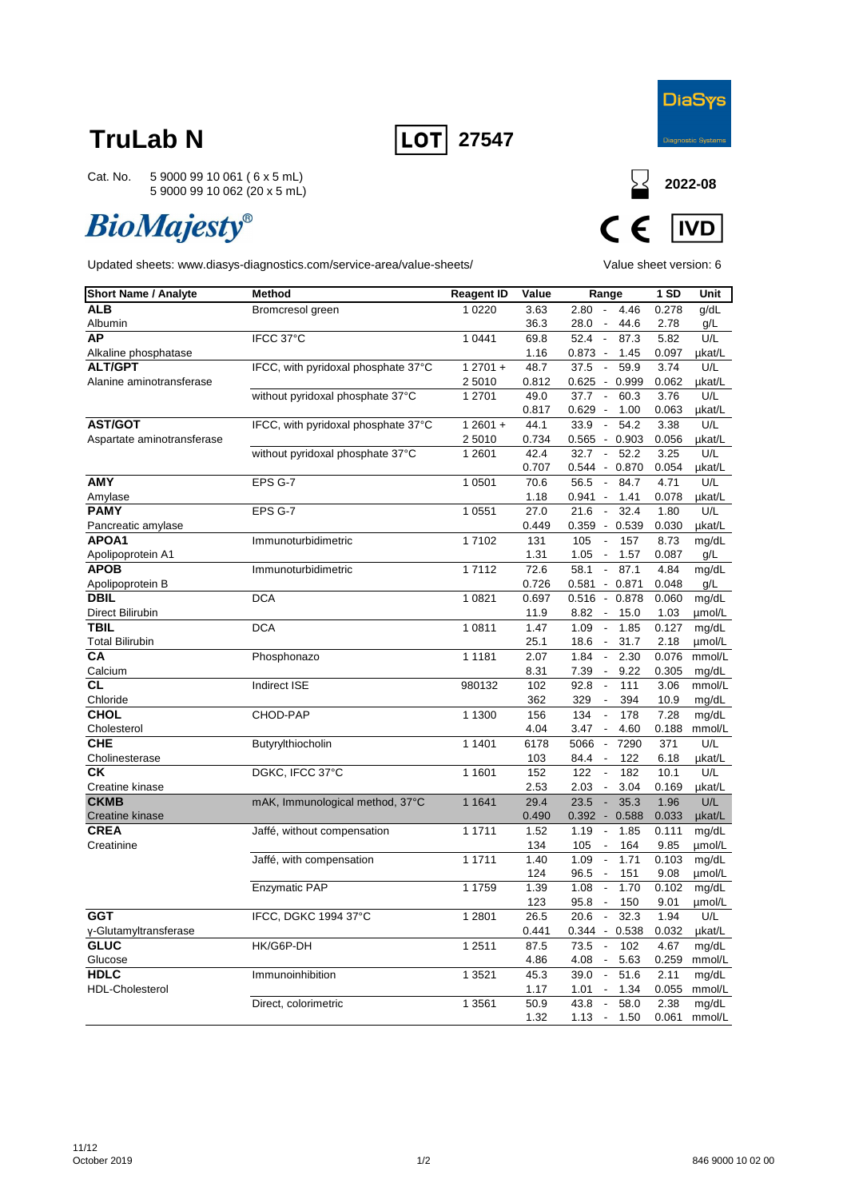# TruLab N

**LOT** 27547

DiaSys Diagnostic Systems

Cat. No. 5 9000 99 10 061 ( 6 x 5 mL)
5 9000 99 10 062 (20 x 5 mL)

*BioMajesty®*

2022-08

CE IVD

Updated sheets: www.diasys-diagnostics.com/service-area/value-sheets/

Value sheet version: 6

| Short Name / Analyte | Method | Reagent ID | Value | Range | 1 SD | Unit |
|---|---|---|---|---|---|---|
| **ALB** | Bromcresol green | 1 0220 | 3.63 | 2.80 - 4.46 | 0.278 | g/dL |
| Albumin | | | 36.3 | 28.0 - 44.6 | 2.78 | g/L |
| **AP** | IFCC 37°C | 1 0441 | 69.8 | 52.4 - 87.3 | 5.82 | U/L |
| Alkaline phosphatase | | | 1.16 | 0.873 - 1.45 | 0.097 | µkat/L |
| **ALT/GPT** | IFCC, with pyridoxal phosphate 37°C | 1 2701 + | 48.7 | 37.5 - 59.9 | 3.74 | U/L |
| Alanine aminotransferase | | 2 5010 | 0.812 | 0.625 - 0.999 | 0.062 | µkat/L |
| | without pyridoxal phosphate 37°C | 1 2701 | 49.0 | 37.7 - 60.3 | 3.76 | U/L |
| | | | 0.817 | 0.629 - 1.00 | 0.063 | µkat/L |
| **AST/GOT** | IFCC, with pyridoxal phosphate 37°C | 1 2601 + | 44.1 | 33.9 - 54.2 | 3.38 | U/L |
| Aspartate aminotransferase | | 2 5010 | 0.734 | 0.565 - 0.903 | 0.056 | µkat/L |
| | without pyridoxal phosphate 37°C | 1 2601 | 42.4 | 32.7 - 52.2 | 3.25 | U/L |
| | | | 0.707 | 0.544 - 0.870 | 0.054 | µkat/L |
| **AMY** | EPS G-7 | 1 0501 | 70.6 | 56.5 - 84.7 | 4.71 | U/L |
| Amylase | | | 1.18 | 0.941 - 1.41 | 0.078 | µkat/L |
| **PAMY** | EPS G-7 | 1 0551 | 27.0 | 21.6 - 32.4 | 1.80 | U/L |
| Pancreatic amylase | | | 0.449 | 0.359 - 0.539 | 0.030 | µkat/L |
| **APOA1** | Immunoturbidimetric | 1 7102 | 131 | 105 - 157 | 8.73 | mg/dL |
| Apolipoprotein A1 | | | 1.31 | 1.05 - 1.57 | 0.087 | g/L |
| **APOB** | Immunoturbidimetric | 1 7112 | 72.6 | 58.1 - 87.1 | 4.84 | mg/dL |
| Apolipoprotein B | | | 0.726 | 0.581 - 0.871 | 0.048 | g/L |
| **DBIL** | DCA | 1 0821 | 0.697 | 0.516 - 0.878 | 0.060 | mg/dL |
| Direct Bilirubin | | | 11.9 | 8.82 - 15.0 | 1.03 | µmol/L |
| **TBIL** | DCA | 1 0811 | 1.47 | 1.09 - 1.85 | 0.127 | mg/dL |
| Total Bilirubin | | | 25.1 | 18.6 - 31.7 | 2.18 | µmol/L |
| **CA** | Phosphonazo | 1 1181 | 2.07 | 1.84 - 2.30 | 0.076 | mmol/L |
| Calcium | | | 8.31 | 7.39 - 9.22 | 0.305 | mg/dL |
| **CL** | Indirect ISE | 980132 | 102 | 92.8 - 111 | 3.06 | mmol/L |
| Chloride | | | 362 | 329 - 394 | 10.9 | mg/dL |
| **CHOL** | CHOD-PAP | 1 1300 | 156 | 134 - 178 | 7.28 | mg/dL |
| Cholesterol | | | 4.04 | 3.47 - 4.60 | 0.188 | mmol/L |
| **CHE** | Butyrylthiocholin | 1 1401 | 6178 | 5066 - 7290 | 371 | U/L |
| Cholinesterase | | | 103 | 84.4 - 122 | 6.18 | µkat/L |
| **CK** | DGKC, IFCC 37°C | 1 1601 | 152 | 122 - 182 | 10.1 | U/L |
| Creatine kinase | | | 2.53 | 2.03 - 3.04 | 0.169 | µkat/L |
| **CKMB** | mAK, Immunological method, 37°C | 1 1641 | 29.4 | 23.5 - 35.3 | 1.96 | U/L |
| Creatine kinase | | | 0.490 | 0.392 - 0.588 | 0.033 | µkat/L |
| **CREA** | Jaffé, without compensation | 1 1711 | 1.52 | 1.19 - 1.85 | 0.111 | mg/dL |
| Creatinine | | | 134 | 105 - 164 | 9.85 | µmol/L |
| | Jaffé, with compensation | 1 1711 | 1.40 | 1.09 - 1.71 | 0.103 | mg/dL |
| | | | 124 | 96.5 - 151 | 9.08 | µmol/L |
| | Enzymatic PAP | 1 1759 | 1.39 | 1.08 - 1.70 | 0.102 | mg/dL |
| | | | 123 | 95.8 - 150 | 9.01 | µmol/L |
| **GGT** | IFCC, DGKC 1994 37°C | 1 2801 | 26.5 | 20.6 - 32.3 | 1.94 | U/L |
| γ-Glutamyltransferase | | | 0.441 | 0.344 - 0.538 | 0.032 | µkat/L |
| **GLUC** | HK/G6P-DH | 1 2511 | 87.5 | 73.5 - 102 | 4.67 | mg/dL |
| Glucose | | | 4.86 | 4.08 - 5.63 | 0.259 | mmol/L |
| **HDLC** | Immunoinhibition | 1 3521 | 45.3 | 39.0 - 51.6 | 2.11 | mg/dL |
| HDL-Cholesterol | | | 1.17 | 1.01 - 1.34 | 0.055 | mmol/L |
| | Direct, colorimetric | 1 3561 | 50.9 | 43.8 - 58.0 | 2.38 | mg/dL |
| | | | 1.32 | 1.13 - 1.50 | 0.061 | mmol/L |

11/12
October 2019

846 9000 10 02 00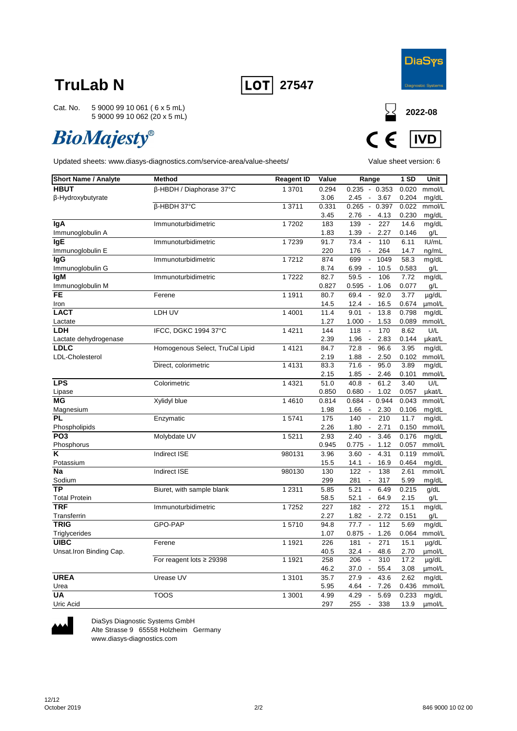# TruLab N

**LOT** 27547

DiaSys Diagnostic Systems

Cat. No. 5 9000 99 10 061 ( 6 x 5 mL)
5 9000 99 10 062 (20 x 5 mL)

2022-08

*BioMajesty®*

CE IVD

Updated sheets: www.diasys-diagnostics.com/service-area/value-sheets/

Value sheet version: 6

| Short Name / Analyte | Method | Reagent ID | Value | Range | 1 SD | Unit |
|---|---|---|---|---|---|---|
| **HBUT** | β-HBDH / Diaphorase 37°C | 1 3701 | 0.294 | 0.235 - 0.353 | 0.020 | mmol/L |
| β-Hydroxybutyrate | | | 3.06 | 2.45 - 3.67 | 0.204 | mg/dL |
| | β-HBDH 37°C | 1 3711 | 0.331 | 0.265 - 0.397 | 0.022 | mmol/L |
| | | | 3.45 | 2.76 - 4.13 | 0.230 | mg/dL |
| **IgA** | Immunoturbidimetric | 1 7202 | 183 | 139 - 227 | 14.6 | mg/dL |
| Immunoglobulin A | | | 1.83 | 1.39 - 2.27 | 0.146 | g/L |
| **IgE** | Immunoturbidimetric | 1 7239 | 91.7 | 73.4 - 110 | 6.11 | IU/mL |
| Immunoglobulin E | | | 220 | 176 - 264 | 14.7 | ng/mL |
| **IgG** | Immunoturbidimetric | 1 7212 | 874 | 699 - 1049 | 58.3 | mg/dL |
| Immunoglobulin G | | | 8.74 | 6.99 - 10.5 | 0.583 | g/L |
| **IgM** | Immunoturbidimetric | 1 7222 | 82.7 | 59.5 - 106 | 7.72 | mg/dL |
| Immunoglobulin M | | | 0.827 | 0.595 - 1.06 | 0.077 | g/L |
| **FE** | Ferene | 1 1911 | 80.7 | 69.4 - 92.0 | 3.77 | µg/dL |
| Iron | | | 14.5 | 12.4 - 16.5 | 0.674 | µmol/L |
| **LACT** | LDH UV | 1 4001 | 11.4 | 9.01 - 13.8 | 0.798 | mg/dL |
| Lactate | | | 1.27 | 1.000 - 1.53 | 0.089 | mmol/L |
| **LDH** | IFCC, DGKC 1994 37°C | 1 4211 | 144 | 118 - 170 | 8.62 | U/L |
| Lactate dehydrogenase | | | 2.39 | 1.96 - 2.83 | 0.144 | µkat/L |
| **LDLC** | Homogenous Select, TruCal Lipid | 1 4121 | 84.7 | 72.8 - 96.6 | 3.95 | mg/dL |
| LDL-Cholesterol | | | 2.19 | 1.88 - 2.50 | 0.102 | mmol/L |
| | Direct, colorimetric | 1 4131 | 83.3 | 71.6 - 95.0 | 3.89 | mg/dL |
| | | | 2.15 | 1.85 - 2.46 | 0.101 | mmol/L |
| **LPS** | Colorimetric | 1 4321 | 51.0 | 40.8 - 61.2 | 3.40 | U/L |
| Lipase | | | 0.850 | 0.680 - 1.02 | 0.057 | µkat/L |
| **MG** | Xylidyl blue | 1 4610 | 0.814 | 0.684 - 0.944 | 0.043 | mmol/L |
| Magnesium | | | 1.98 | 1.66 - 2.30 | 0.106 | mg/dL |
| **PL** | Enzymatic | 1 5741 | 175 | 140 - 210 | 11.7 | mg/dL |
| Phospholipids | | | 2.26 | 1.80 - 2.71 | 0.150 | mmol/L |
| **PO3** | Molybdate UV | 1 5211 | 2.93 | 2.40 - 3.46 | 0.176 | mg/dL |
| Phosphorus | | | 0.945 | 0.775 - 1.12 | 0.057 | mmol/L |
| **K** | Indirect ISE | 980131 | 3.96 | 3.60 - 4.31 | 0.119 | mmol/L |
| Potassium | | | 15.5 | 14.1 - 16.9 | 0.464 | mg/dL |
| **Na** | Indirect ISE | 980130 | 130 | 122 - 138 | 2.61 | mmol/L |
| Sodium | | | 299 | 281 - 317 | 5.99 | mg/dL |
| **TP** | Biuret, with sample blank | 1 2311 | 5.85 | 5.21 - 6.49 | 0.215 | g/dL |
| Total Protein | | | 58.5 | 52.1 - 64.9 | 2.15 | g/L |
| **TRF** | Immunoturbidimetric | 1 7252 | 227 | 182 - 272 | 15.1 | mg/dL |
| Transferrin | | | 2.27 | 1.82 - 2.72 | 0.151 | g/L |
| **TRIG** | GPO-PAP | 1 5710 | 94.8 | 77.7 - 112 | 5.69 | mg/dL |
| Triglycerides | | | 1.07 | 0.875 - 1.26 | 0.064 | mmol/L |
| **UIBC** | Ferene | 1 1921 | 226 | 181 - 271 | 15.1 | µg/dL |
| Unsat.Iron Binding Cap. | | | 40.5 | 32.4 - 48.6 | 2.70 | µmol/L |
| | For reagent lots ≥ 29398 | 1 1921 | 258 | 206 - 310 | 17.2 | µg/dL |
| | | | 46.2 | 37.0 - 55.4 | 3.08 | µmol/L |
| **UREA** | Urease UV | 1 3101 | 35.7 | 27.9 - 43.6 | 2.62 | mg/dL |
| Urea | | | 5.95 | 4.64 - 7.26 | 0.436 | mmol/L |
| **UA** | TOOS | 1 3001 | 4.99 | 4.29 - 5.69 | 0.233 | mg/dL |
| Uric Acid | | | 297 | 255 - 338 | 13.9 | µmol/L |

DiaSys Diagnostic Systems GmbH
Alte Strasse 9 65558 Holzheim Germany
www.diasys-diagnostics.com

12/12
October 2019

846 9000 10 02 00